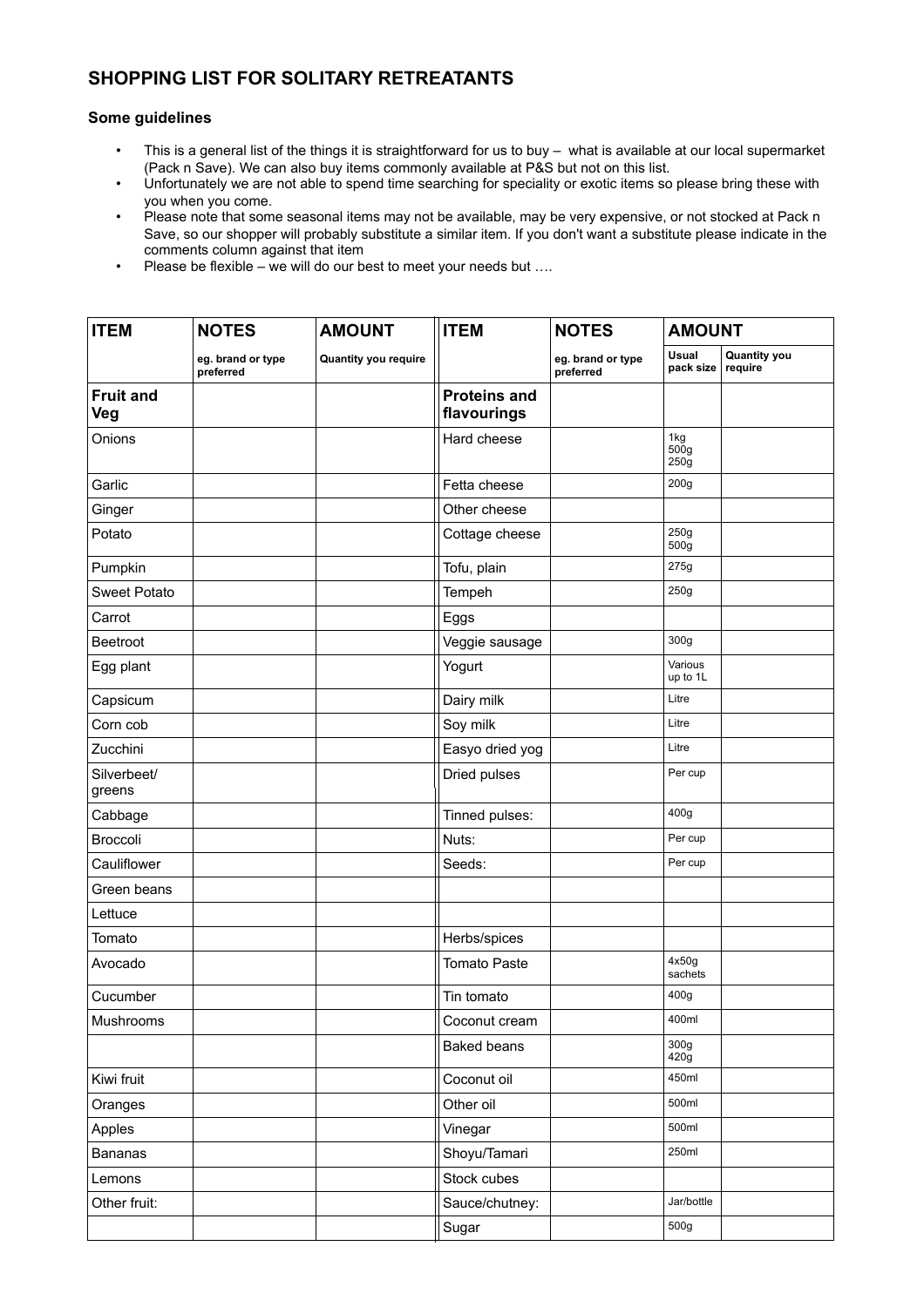## SHOPPING LIST FOR SOLITARY RETREATANTS

### Some guidelines

- This is a general list of the things it is straightforward for us to buy – what is available at our local supermarket (Pack n Save). We can also buy items commonly available at P&S but not on this list.
- Unfortunately we are not able to spend time searching for speciality or exotic items so please bring these with you when you come.
- Please note that some seasonal items may not be available, may be very expensive, or not stocked at Pack n Save, so our shopper will probably substitute a similar item. If you don't want a substitute please indicate in the comments column against that item
- Please be flexible – we will do our best to meet your needs but ….

| ITEM | NOTES | AMOUNT | ITEM | NOTES | AMOUNT | |
|---|---|---|---|---|---|---|
| | eg. brand or type preferred | Quantity you require | | eg. brand or type preferred | Usual pack size | Quantity you require |
| **Fruit and Veg** | | | **Proteins and flavourings** | | | |
| Onions | | | Hard cheese | | 1kg 500g 250g | |
| Garlic | | | Fetta cheese | | 200g | |
| Ginger | | | Other cheese | | | |
| Potato | | | Cottage cheese | | 250g 500g | |
| Pumpkin | | | Tofu, plain | | 275g | |
| Sweet Potato | | | Tempeh | | 250g | |
| Carrot | | | Eggs | | | |
| Beetroot | | | Veggie sausage | | 300g | |
| Egg plant | | | Yogurt | | Various up to 1L | |
| Capsicum | | | Dairy milk | | Litre | |
| Corn cob | | | Soy milk | | Litre | |
| Zucchini | | | Easyo dried yog | | Litre | |
| Silverbeet/ greens | | | Dried pulses | | Per cup | |
| Cabbage | | | Tinned pulses: | | 400g | |
| Broccoli | | | Nuts: | | Per cup | |
| Cauliflower | | | Seeds: | | Per cup | |
| Green beans | | | | | | |
| Lettuce | | | | | | |
| Tomato | | | Herbs/spices | | | |
| Avocado | | | Tomato Paste | | 4x50g sachets | |
| Cucumber | | | Tin tomato | | 400g | |
| Mushrooms | | | Coconut cream | | 400ml | |
| | | | Baked beans | | 300g 420g | |
| Kiwi fruit | | | Coconut oil | | 450ml | |
| Oranges | | | Other oil | | 500ml | |
| Apples | | | Vinegar | | 500ml | |
| Bananas | | | Shoyu/Tamari | | 250ml | |
| Lemons | | | Stock cubes | | | |
| Other fruit: | | | Sauce/chutney: | | Jar/bottle | |
| | | | Sugar | | 500g | |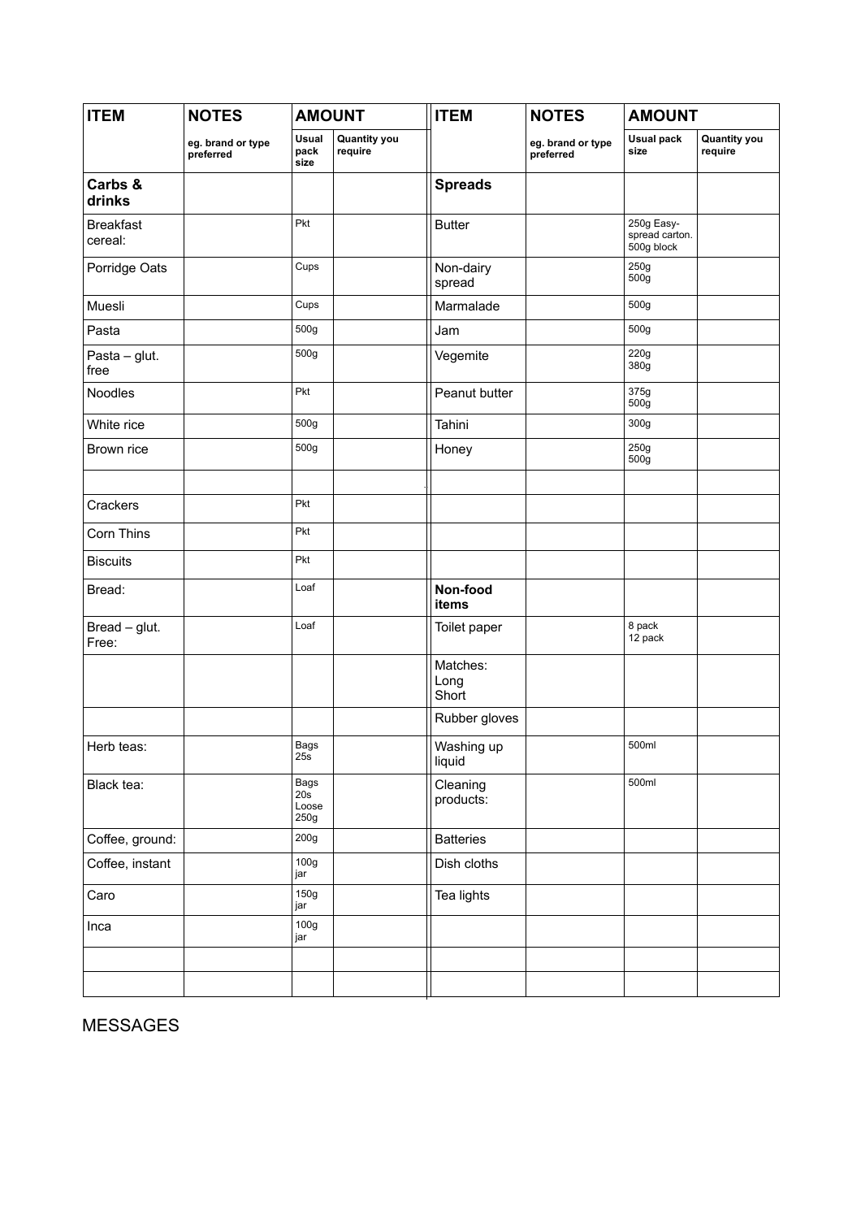| ITEM | NOTES | AMOUNT | | ITEM | NOTES | AMOUNT | |
|---|---|---|---|---|---|---|---|
| | eg. brand or type preferred | Usual pack size | Quantity you require | | eg. brand or type preferred | Usual pack size | Quantity you require |
| **Carbs & drinks** | | | | **Spreads** | | | |
| Breakfast cereal: | | Pkt | | Butter | | 250g Easy-spread carton. 500g block | |
| Porridge Oats | | Cups | | Non-dairy spread | | 250g 500g | |
| Muesli | | Cups | | Marmalade | | 500g | |
| Pasta | | 500g | | Jam | | 500g | |
| Pasta – glut. free | | 500g | | Vegemite | | 220g 380g | |
| Noodles | | Pkt | | Peanut butter | | 375g 500g | |
| White rice | | 500g | | Tahini | | 300g | |
| Brown rice | | 500g | | Honey | | 250g 500g | |
| | | | | | | | |
| Crackers | | Pkt | | | | | |
| Corn Thins | | Pkt | | | | | |
| Biscuits | | Pkt | | | | | |
| Bread: | | Loaf | | **Non-food items** | | | |
| Bread – glut. Free: | | Loaf | | Toilet paper | | 8 pack 12 pack | |
| | | | | Matches: Long Short | | | |
| | | | | Rubber gloves | | | |
| Herb teas: | | Bags 25s | | Washing up liquid | | 500ml | |
| Black tea: | | Bags 20s Loose 250g | | Cleaning products: | | 500ml | |
| Coffee, ground: | | 200g | | Batteries | | | |
| Coffee, instant | | 100g jar | | Dish cloths | | | |
| Caro | | 150g jar | | Tea lights | | | |
| Inca | | 100g jar | | | | | |
| | | | | | | | |
| | | | | | | | |

MESSAGES